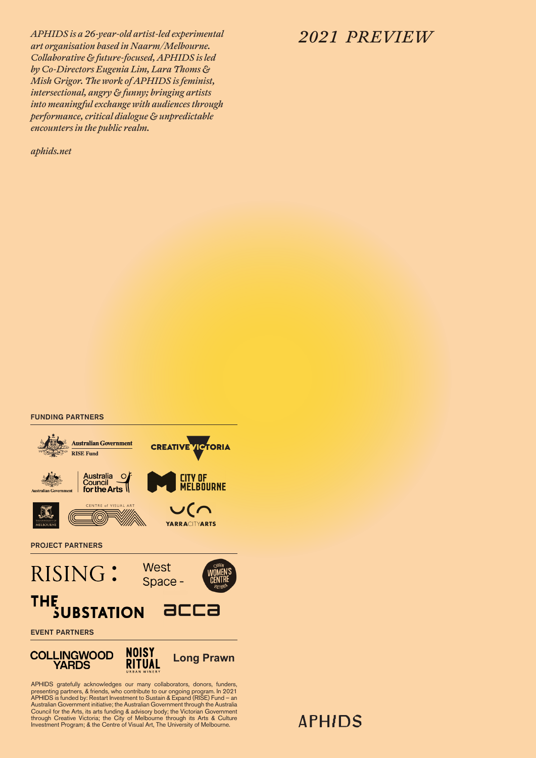*APHIDS is a 26-year-old artist-led experimental art organisation based in Naarm/Melbourne. Collaborative & future-focused, APHIDS is led by Co-Directors Eugenia Lim, Lara Thoms & Mish Grigor. The work of APHIDS is feminist, intersectional, angry & funny; bringing artists into meaningful exchange with audiences through performance, critical dialogue & unpredictable encounters in the public realm.*

*aphids.net*

# *2021 PREVIEW*

**FUNDING PARTNERS**

Australian Government RISE Fund

Creative Victoria

Australian Government Australia Council for the Arts

City of Melbourne

The University of Melbourne – Centre of Visual Art

Yarra City Arts

**PROJECT PARTNERS**

RISING

West Space

Queen Victoria Women's Centre

The Substation

ACCA

**EVENT PARTNERS**

Collingwood Yards

Noisy Ritual Urban Winery

Long Prawn

APHIDS gratefully acknowledges our many collaborators, donors, funders, presenting partners, & friends, who contribute to our ongoing program. In 2021 APHIDS is funded by: Restart Investment to Sustain & Expand (RISE) Fund – an Australian Government initiative; the Australian Government through the Australia Council for the Arts, its arts funding & advisory body; the Victorian Government through Creative Victoria; the City of Melbourne through its Arts & Culture Investment Program; & the Centre of Visual Art, The University of Melbourne.

APHIDS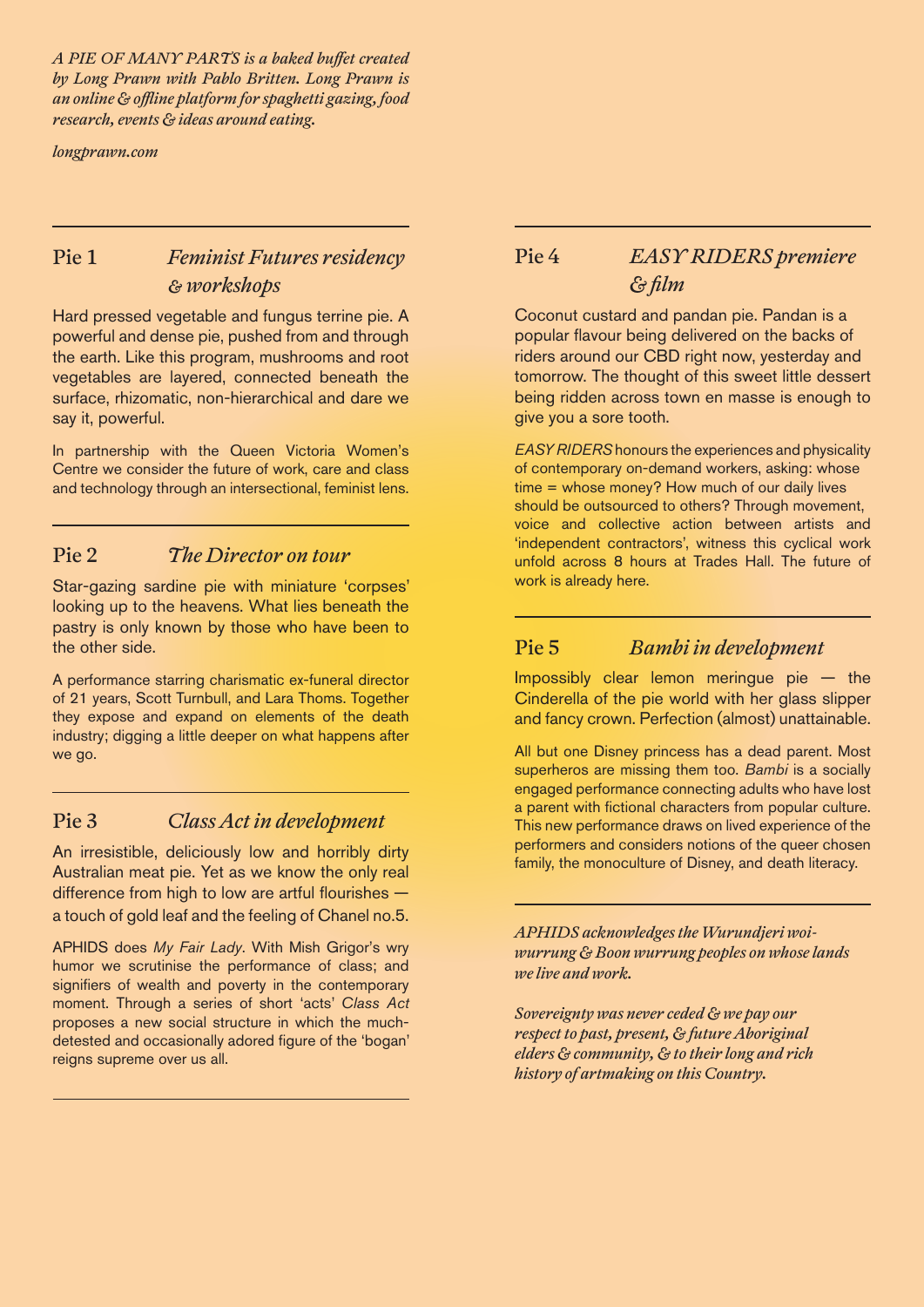*A PIE OF MANY PARTS is a baked buffet created by Long Prawn with Pablo Britten. Long Prawn is an online & offline platform for spaghetti gazing, food research, events & ideas around eating.*

*longprawn.com*

## Pie 1 — *Feminist Futures residency & workshops*

Hard pressed vegetable and fungus terrine pie. A powerful and dense pie, pushed from and through the earth. Like this program, mushrooms and root vegetables are layered, connected beneath the surface, rhizomatic, non-hierarchical and dare we say it, powerful.

In partnership with the Queen Victoria Women's Centre we consider the future of work, care and class and technology through an intersectional, feminist lens.

## Pie 2 — *The Director on tour*

Star-gazing sardine pie with miniature 'corpses' looking up to the heavens. What lies beneath the pastry is only known by those who have been to the other side.

A performance starring charismatic ex-funeral director of 21 years, Scott Turnbull, and Lara Thoms. Together they expose and expand on elements of the death industry; digging a little deeper on what happens after we go.

## Pie 3 — *Class Act in development*

An irresistible, deliciously low and horribly dirty Australian meat pie. Yet as we know the only real difference from high to low are artful flourishes — a touch of gold leaf and the feeling of Chanel no.5.

APHIDS does *My Fair Lady*. With Mish Grigor's wry humor we scrutinise the performance of class; and signifiers of wealth and poverty in the contemporary moment. Through a series of short 'acts' *Class Act* proposes a new social structure in which the much-detested and occasionally adored figure of the 'bogan' reigns supreme over us all.

## Pie 4 — *EASY RIDERS premiere & film*

Coconut custard and pandan pie. Pandan is a popular flavour being delivered on the backs of riders around our CBD right now, yesterday and tomorrow. The thought of this sweet little dessert being ridden across town en masse is enough to give you a sore tooth.

*EASY RIDERS* honours the experiences and physicality of contemporary on-demand workers, asking: whose time = whose money? How much of our daily lives should be outsourced to others? Through movement, voice and collective action between artists and 'independent contractors', witness this cyclical work unfold across 8 hours at Trades Hall. The future of work is already here.

## Pie 5 — *Bambi in development*

Impossibly clear lemon meringue pie — the Cinderella of the pie world with her glass slipper and fancy crown. Perfection (almost) unattainable.

All but one Disney princess has a dead parent. Most superheros are missing them too. *Bambi* is a socially engaged performance connecting adults who have lost a parent with fictional characters from popular culture. This new performance draws on lived experience of the performers and considers notions of the queer chosen family, the monoculture of Disney, and death literacy.

*APHIDS acknowledges the Wurundjeri woi-wurrung & Boon wurrung peoples on whose lands we live and work.*

*Sovereignty was never ceded & we pay our respect to past, present, & future Aboriginal elders & community, & to their long and rich history of artmaking on this Country.*